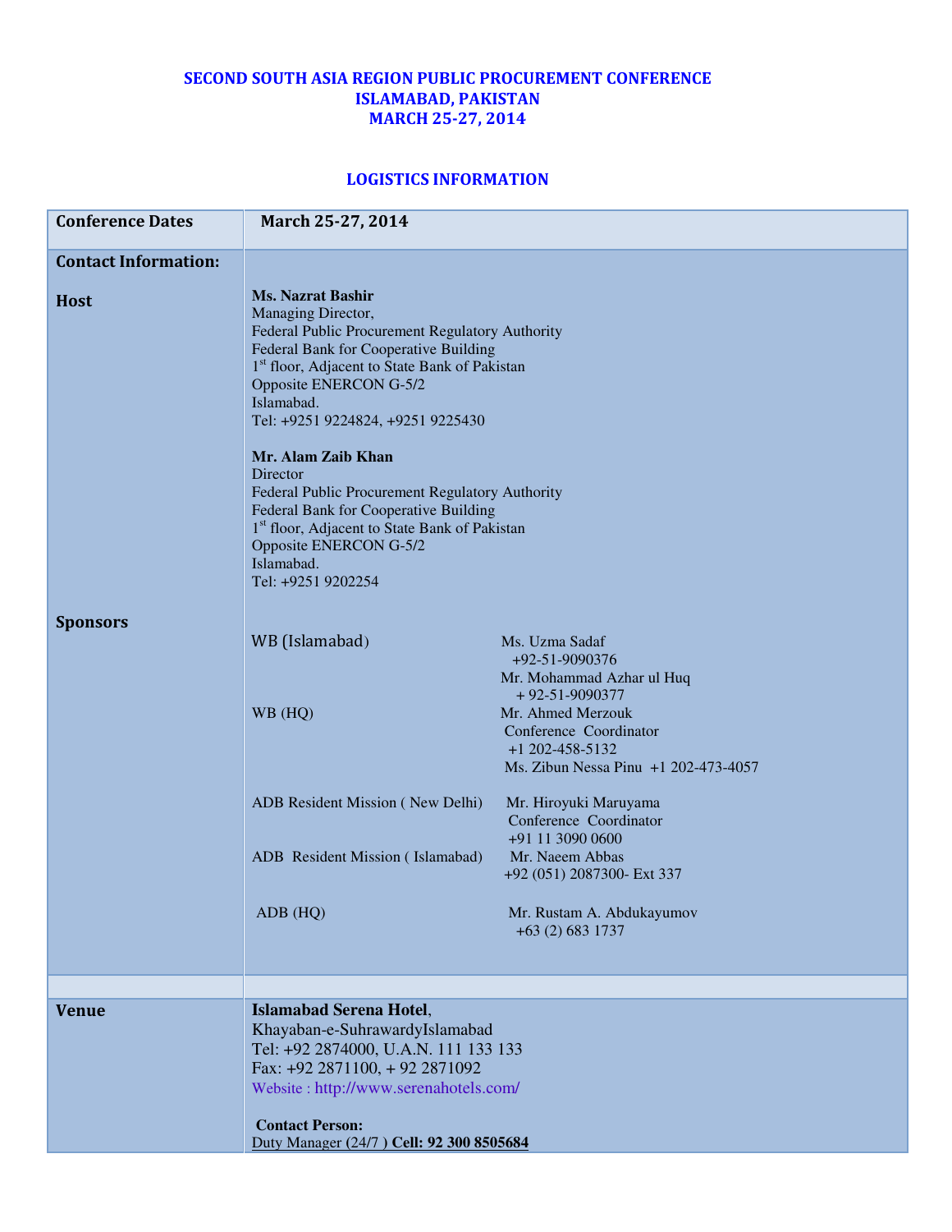# SECOND SOUTH ASIA REGION PUBLIC PROCUREMENT CONFERENCE
# ISLAMABAD, PAKISTAN
# MARCH 25-27, 2014

## LOGISTICS INFORMATION

| **Conference Dates** | **March 25-27, 2014** |
|---|---|
| **Contact Information:** | |
| **Host** | **Ms. Nazrat Bashir**<br>Managing Director,<br>Federal Public Procurement Regulatory Authority<br>Federal Bank for Cooperative Building<br>1st floor, Adjacent to State Bank of Pakistan<br>Opposite ENERCON G-5/2<br>Islamabad.<br>Tel: +9251 9224824, +9251 9225430<br><br>**Mr. Alam Zaib Khan**<br>Director<br>Federal Public Procurement Regulatory Authority<br>Federal Bank for Cooperative Building<br>1st floor, Adjacent to State Bank of Pakistan<br>Opposite ENERCON G-5/2<br>Islamabad.<br>Tel: +9251 9202254 |
| **Sponsors** | WB (Islamabad) — Ms. Uzma Sadaf +92-51-9090376; Mr. Mohammad Azhar ul Huq + 92-51-9090377<br>WB (HQ) — Mr. Ahmed Merzouk, Conference Coordinator +1 202-458-5132; Ms. Zibun Nessa Pinu +1 202-473-4057<br><br>ADB Resident Mission ( New Delhi) — Mr. Hiroyuki Maruyama, Conference Coordinator +91 11 3090 0600<br>ADB Resident Mission ( Islamabad) — Mr. Naeem Abbas +92 (051) 2087300- Ext 337<br><br>ADB (HQ) — Mr. Rustam A. Abdukayumov +63 (2) 683 1737 |
| | |
| **Venue** | **Islamabad Serena Hotel**,<br>Khayaban-e-SuhrawardyIslamabad<br>Tel: +92 2874000, U.A.N. 111 133 133<br>Fax: +92 2871100, + 92 2871092<br>Website : http://www.serenahotels.com/<br><br>**Contact Person:**<br>Duty Manager (24/7 ) **Cell: 92 300 8505684** |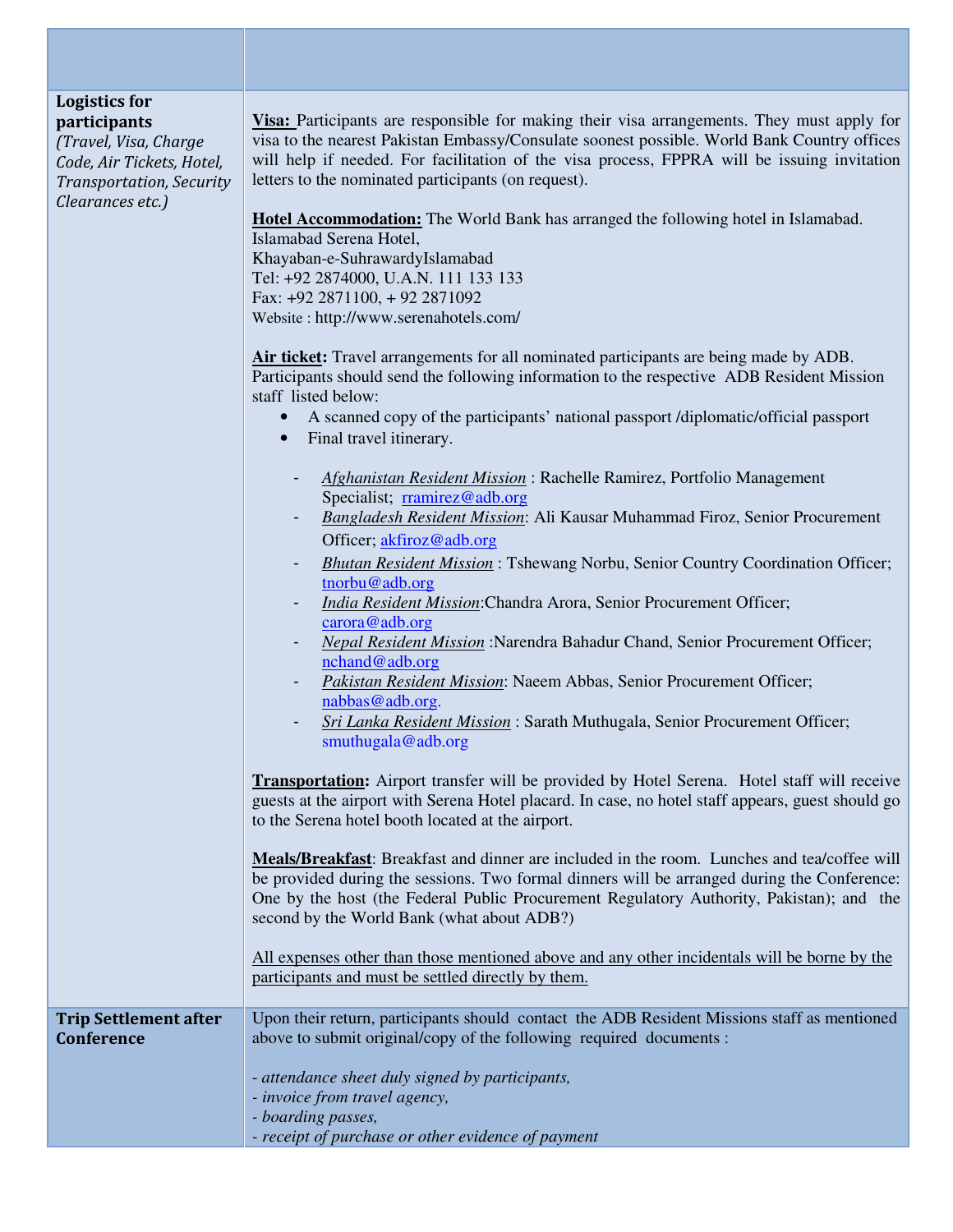| | |
|---|---|
| **Logistics for participants** *(Travel, Visa, Charge Code, Air Tickets, Hotel, Transportation, Security Clearances etc.)* | **Visa:** Participants are responsible for making their visa arrangements. They must apply for visa to the nearest Pakistan Embassy/Consulate soonest possible. World Bank Country offices will help if needed. For facilitation of the visa process, FPPRA will be issuing invitation letters to the nominated participants (on request).<br><br>**Hotel Accommodation:** The World Bank has arranged the following hotel in Islamabad.<br>Islamabad Serena Hotel,<br>Khayaban-e-SuhrawardyIslamabad<br>Tel: +92 2874000, U.A.N. 111 133 133<br>Fax: +92 2871100, + 92 2871092<br>Website : http://www.serenahotels.com/<br><br>**Air ticket:** Travel arrangements for all nominated participants are being made by ADB. Participants should send the following information to the respective ADB Resident Mission staff listed below:<br>• A scanned copy of the participants' national passport /diplomatic/official passport<br>• Final travel itinerary.<br><br>- *Afghanistan Resident Mission* : Rachelle Ramirez, Portfolio Management Specialist; rramirez@adb.org<br>- *Bangladesh Resident Mission*: Ali Kausar Muhammad Firoz, Senior Procurement Officer; akfiroz@adb.org<br>- *Bhutan Resident Mission* : Tshewang Norbu, Senior Country Coordination Officer; tnorbu@adb.org<br>- *India Resident Mission*:Chandra Arora, Senior Procurement Officer; carora@adb.org<br>- *Nepal Resident Mission* :Narendra Bahadur Chand, Senior Procurement Officer; nchand@adb.org<br>- *Pakistan Resident Mission*: Naeem Abbas, Senior Procurement Officer; nabbas@adb.org.<br>- *Sri Lanka Resident Mission* : Sarath Muthugala, Senior Procurement Officer; smuthugala@adb.org<br><br>**Transportation:** Airport transfer will be provided by Hotel Serena. Hotel staff will receive guests at the airport with Serena Hotel placard. In case, no hotel staff appears, guest should go to the Serena hotel booth located at the airport.<br><br>**Meals/Breakfast**: Breakfast and dinner are included in the room. Lunches and tea/coffee will be provided during the sessions. Two formal dinners will be arranged during the Conference: One by the host (the Federal Public Procurement Regulatory Authority, Pakistan); and the second by the World Bank (what about ADB?)<br><br>All expenses other than those mentioned above and any other incidentals will be borne by the participants and must be settled directly by them. |
| **Trip Settlement after Conference** | Upon their return, participants should contact the ADB Resident Missions staff as mentioned above to submit original/copy of the following required documents :<br><br>*- attendance sheet duly signed by participants,*<br>*- invoice from travel agency,*<br>*- boarding passes,*<br>*- receipt of purchase or other evidence of payment* |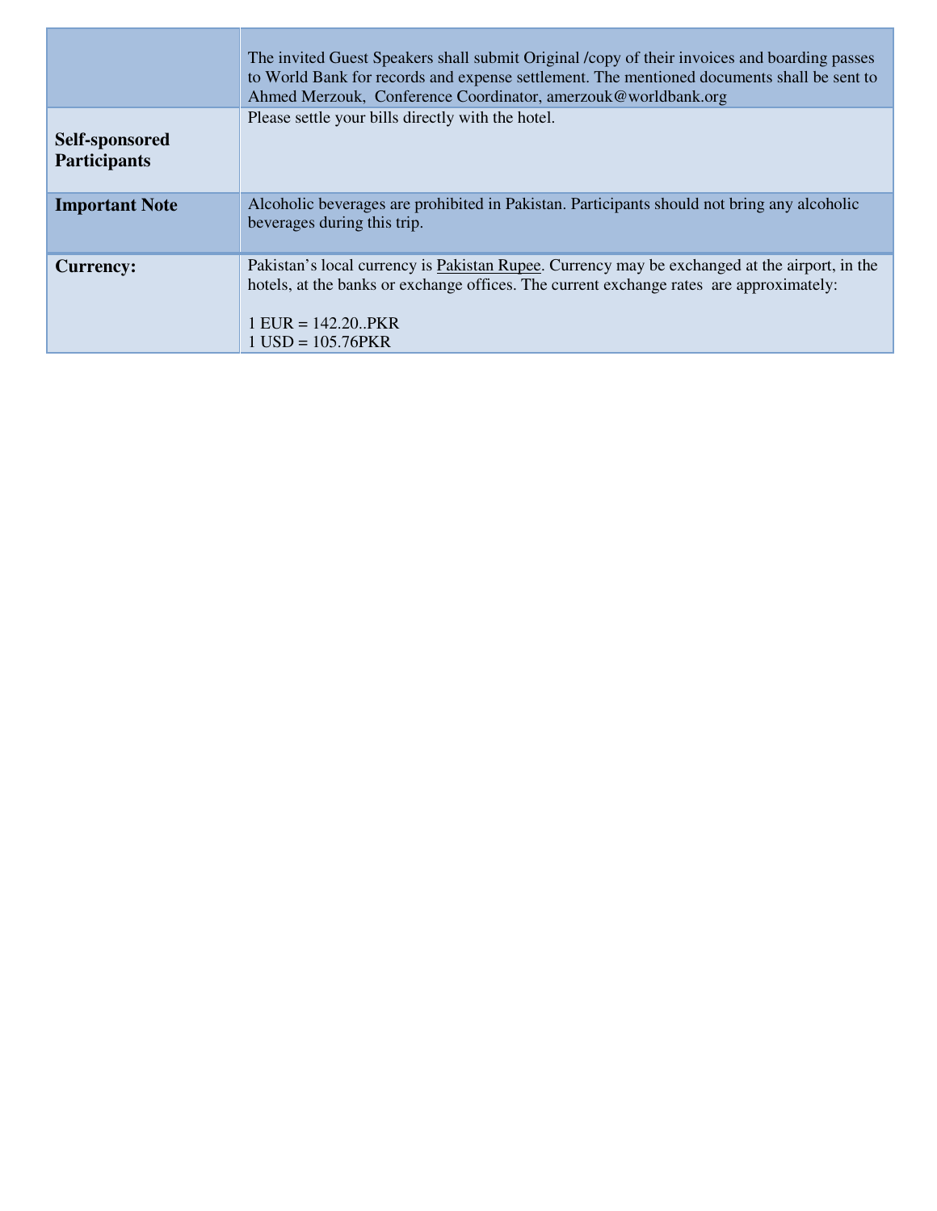| | |
|---|---|
| | The invited Guest Speakers shall submit Original /copy of their invoices and boarding passes to World Bank for records and expense settlement. The mentioned documents shall be sent to Ahmed Merzouk, Conference Coordinator, amerzouk@worldbank.org |
| **Self-sponsored Participants** | Please settle your bills directly with the hotel. |
| **Important Note** | Alcoholic beverages are prohibited in Pakistan. Participants should not bring any alcoholic beverages during this trip. |
| **Currency:** | Pakistan's local currency is Pakistan Rupee. Currency may be exchanged at the airport, in the hotels, at the banks or exchange offices. The current exchange rates are approximately:<br><br>1 EUR = 142.20..PKR<br>1 USD = 105.76PKR |